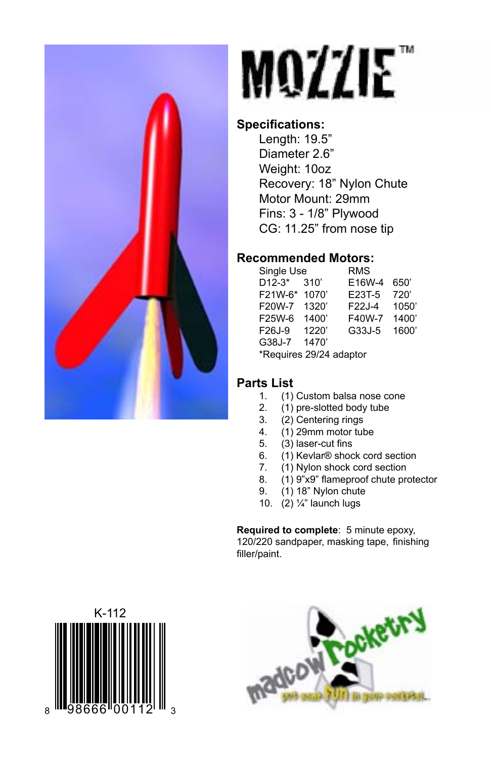# MOZZIE™

## Specifications:

Length: 19.5”
Diameter 2.6”
Weight: 10oz
Recovery: 18” Nylon Chute
Motor Mount: 29mm
Fins: 3 - 1/8” Plywood
CG: 11.25” from nose tip

## Recommended Motors:

| Single Use | | RMS | |
|---|---|---|---|
| D12-3* | 310’ | E16W-4 | 650’ |
| F21W-6* | 1070’ | E23T-5 | 720’ |
| F20W-7 | 1320’ | F22J-4 | 1050’ |
| F25W-6 | 1400’ | F40W-7 | 1400’ |
| F26J-9 | 1220’ | G33J-5 | 1600’ |
| G38J-7 | 1470’ | | |

*Requires 29/24 adaptor

## Parts List

1. (1) Custom balsa nose cone
2. (1) pre-slotted body tube
3. (2) Centering rings
4. (1) 29mm motor tube
5. (3) laser-cut fins
6. (1) Kevlar® shock cord section
7. (1) Nylon shock cord section
8. (1) 9”x9” flameproof chute protector
9. (1) 18” Nylon chute
10. (2) ¼” launch lugs

**Required to complete**: 5 minute epoxy, 120/220 sandpaper, masking tape, finishing filler/paint.

K-112

8 98666 00112 3

madcow rocketry — put some fun in your rocket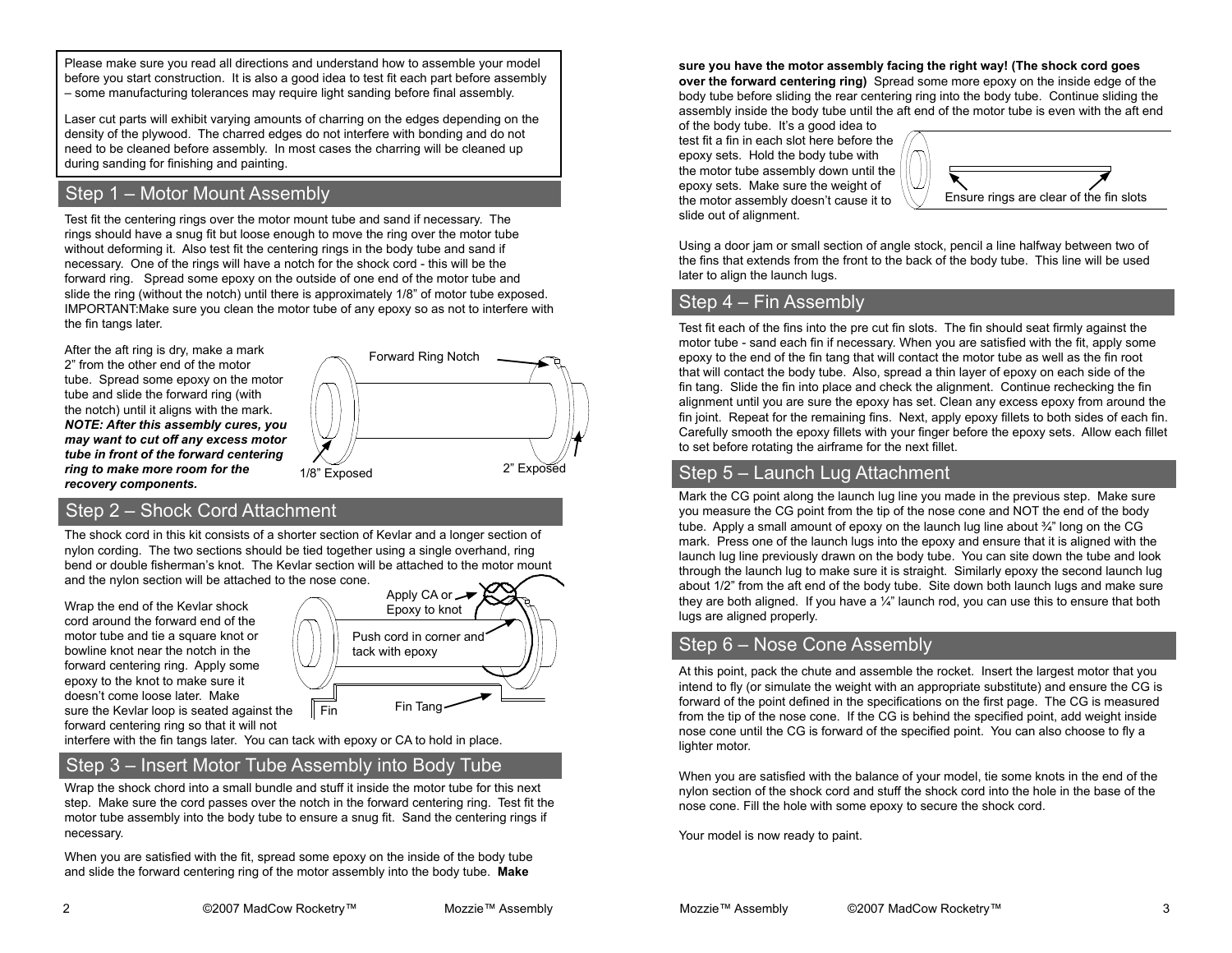Please make sure you read all directions and understand how to assemble your model before you start construction. It is also a good idea to test fit each part before assembly – some manufacturing tolerances may require light sanding before final assembly.

Laser cut parts will exhibit varying amounts of charring on the edges depending on the density of the plywood. The charred edges do not interfere with bonding and do not need to be cleaned before assembly. In most cases the charring will be cleaned up during sanding for finishing and painting.

## Step 1 – Motor Mount Assembly

Test fit the centering rings over the motor mount tube and sand if necessary. The rings should have a snug fit but loose enough to move the ring over the motor tube without deforming it. Also test fit the centering rings in the body tube and sand if necessary. One of the rings will have a notch for the shock cord - this will be the forward ring. Spread some epoxy on the outside of one end of the motor tube and slide the ring (without the notch) until there is approximately 1/8" of motor tube exposed. IMPORTANT:Make sure you clean the motor tube of any epoxy so as not to interfere with the fin tangs later.

After the aft ring is dry, make a mark 2" from the other end of the motor tube. Spread some epoxy on the motor tube and slide the forward ring (with the notch) until it aligns with the mark. ***NOTE: After this assembly cures, you may want to cut off any excess motor tube in front of the forward centering ring to make more room for the recovery components.***

Forward Ring Notch

1/8" Exposed

2" Exposed

## Step 2 – Shock Cord Attachment

The shock cord in this kit consists of a shorter section of Kevlar and a longer section of nylon cording. The two sections should be tied together using a single overhand, ring bend or double fisherman's knot. The Kevlar section will be attached to the motor mount and the nylon section will be attached to the nose cone.

Wrap the end of the Kevlar shock cord around the forward end of the motor tube and tie a square knot or bowline knot near the notch in the forward centering ring. Apply some epoxy to the knot to make sure it doesn't come loose later. Make sure the Kevlar loop is seated against the forward centering ring so that it will not interfere with the fin tangs later. You can tack with epoxy or CA to hold in place.

Apply CA or Epoxy to knot

Push cord in corner and tack with epoxy

Fin

Fin Tang

## Step 3 – Insert Motor Tube Assembly into Body Tube

Wrap the shock chord into a small bundle and stuff it inside the motor tube for this next step. Make sure the cord passes over the notch in the forward centering ring. Test fit the motor tube assembly into the body tube to ensure a snug fit. Sand the centering rings if necessary.

When you are satisfied with the fit, spread some epoxy on the inside of the body tube and slide the forward centering ring of the motor assembly into the body tube. **Make sure you have the motor assembly facing the right way! (The shock cord goes over the forward centering ring)** Spread some more epoxy on the inside edge of the body tube before sliding the rear centering ring into the body tube. Continue sliding the assembly inside the body tube until the aft end of the motor tube is even with the aft end of the body tube. It's a good idea to test fit a fin in each slot here before the epoxy sets. Hold the body tube with the motor tube assembly down until the epoxy sets. Make sure the weight of the motor assembly doesn't cause it to slide out of alignment.

Ensure rings are clear of the fin slots

Using a door jam or small section of angle stock, pencil a line halfway between two of the fins that extends from the front to the back of the body tube. This line will be used later to align the launch lugs.

## Step 4 – Fin Assembly

Test fit each of the fins into the pre cut fin slots. The fin should seat firmly against the motor tube - sand each fin if necessary. When you are satisfied with the fit, apply some epoxy to the end of the fin tang that will contact the motor tube as well as the fin root that will contact the body tube. Also, spread a thin layer of epoxy on each side of the fin tang. Slide the fin into place and check the alignment. Continue rechecking the fin alignment until you are sure the epoxy has set. Clean any excess epoxy from around the fin joint. Repeat for the remaining fins. Next, apply epoxy fillets to both sides of each fin. Carefully smooth the epoxy fillets with your finger before the epoxy sets. Allow each fillet to set before rotating the airframe for the next fillet.

## Step 5 – Launch Lug Attachment

Mark the CG point along the launch lug line you made in the previous step. Make sure you measure the CG point from the tip of the nose cone and NOT the end of the body tube. Apply a small amount of epoxy on the launch lug line about ¾" long on the CG mark. Press one of the launch lugs into the epoxy and ensure that it is aligned with the launch lug line previously drawn on the body tube. You can site down the tube and look through the launch lug to make sure it is straight. Similarly epoxy the second launch lug about 1/2" from the aft end of the body tube. Site down both launch lugs and make sure they are both aligned. If you have a ¼" launch rod, you can use this to ensure that both lugs are aligned properly.

## Step 6 – Nose Cone Assembly

At this point, pack the chute and assemble the rocket. Insert the largest motor that you intend to fly (or simulate the weight with an appropriate substitute) and ensure the CG is forward of the point defined in the specifications on the first page. The CG is measured from the tip of the nose cone. If the CG is behind the specified point, add weight inside nose cone until the CG is forward of the specified point. You can also choose to fly a lighter motor.

When you are satisfied with the balance of your model, tie some knots in the end of the nylon section of the shock cord and stuff the shock cord into the hole in the base of the nose cone. Fill the hole with some epoxy to secure the shock cord.

Your model is now ready to paint.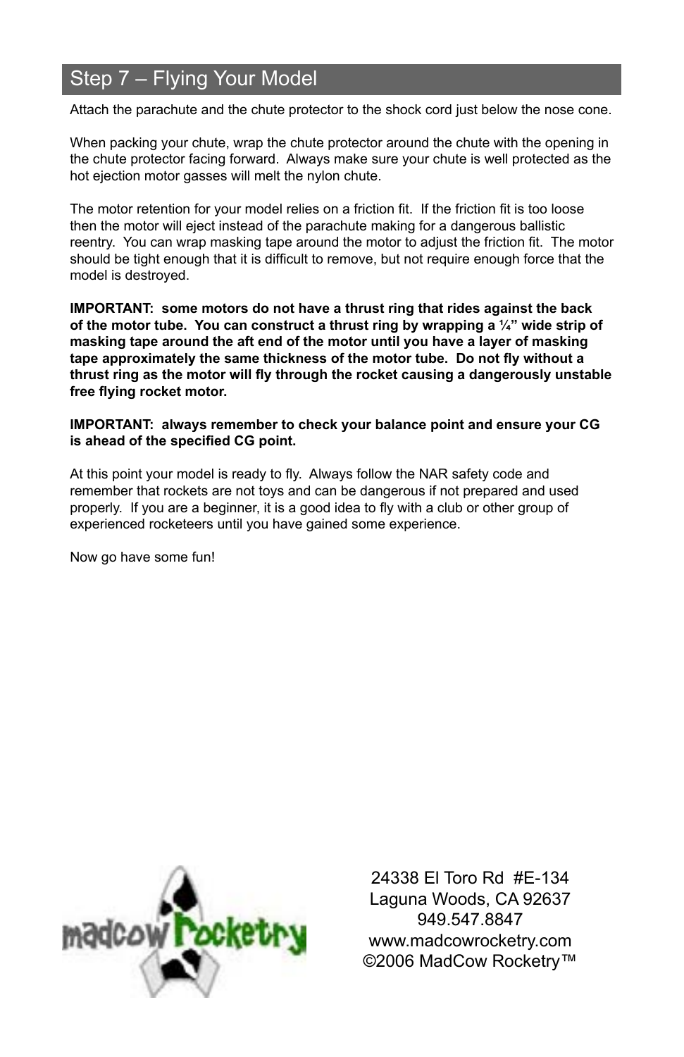## Step 7 – Flying Your Model

Attach the parachute and the chute protector to the shock cord just below the nose cone.

When packing your chute, wrap the chute protector around the chute with the opening in the chute protector facing forward. Always make sure your chute is well protected as the hot ejection motor gasses will melt the nylon chute.

The motor retention for your model relies on a friction fit. If the friction fit is too loose then the motor will eject instead of the parachute making for a dangerous ballistic reentry. You can wrap masking tape around the motor to adjust the friction fit. The motor should be tight enough that it is difficult to remove, but not require enough force that the model is destroyed.

**IMPORTANT: some motors do not have a thrust ring that rides against the back of the motor tube. You can construct a thrust ring by wrapping a ¼" wide strip of masking tape around the aft end of the motor until you have a layer of masking tape approximately the same thickness of the motor tube. Do not fly without a thrust ring as the motor will fly through the rocket causing a dangerously unstable free flying rocket motor.**

**IMPORTANT: always remember to check your balance point and ensure your CG is ahead of the specified CG point.**

At this point your model is ready to fly. Always follow the NAR safety code and remember that rockets are not toys and can be dangerous if not prepared and used properly. If you are a beginner, it is a good idea to fly with a club or other group of experienced rocketeers until you have gained some experience.

Now go have some fun!

madcow rocketry

24338 El Toro Rd #E-134
Laguna Woods, CA 92637
949.547.8847
www.madcowrocketry.com
©2006 MadCow Rocketry™